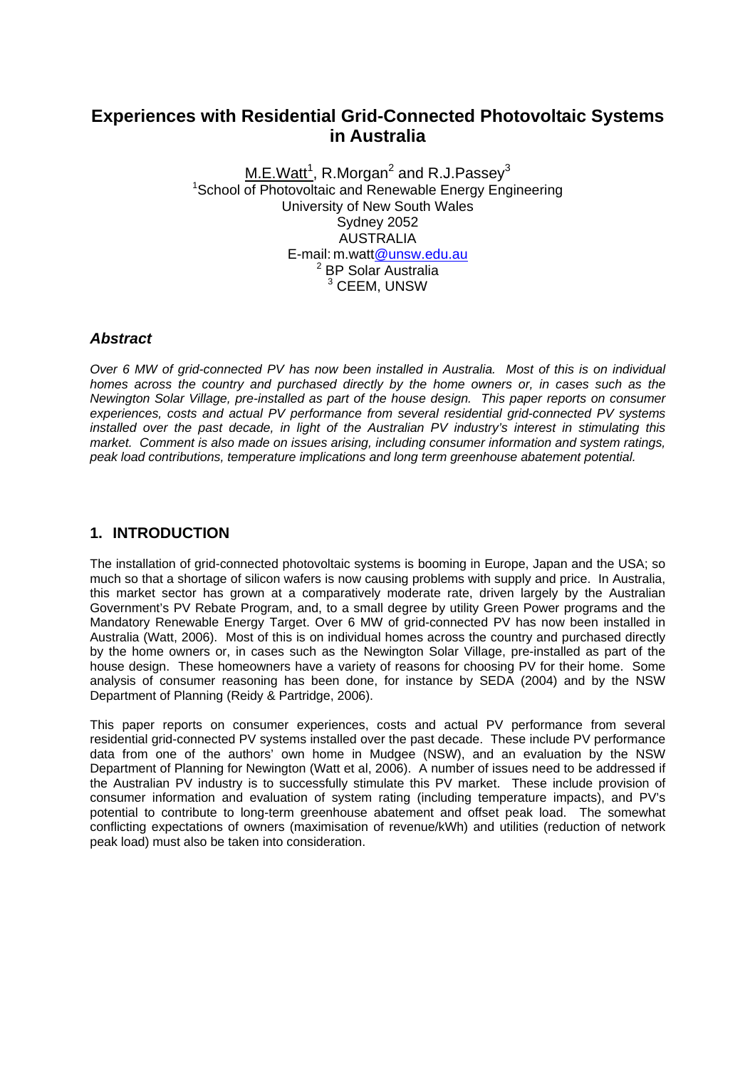# Experiences with Residential Grid-Connected Photovoltaic Systems in Australia

M.E.Watt[1], R.Morgan[2] and R.J.Passey[3]
[1]School of Photovoltaic and Renewable Energy Engineering
University of New South Wales
Sydney 2052
AUSTRALIA
E-mail: m.watt@unsw.edu.au
[2] BP Solar Australia
[3] CEEM, UNSW

## *Abstract*

*Over 6 MW of grid-connected PV has now been installed in Australia. Most of this is on individual homes across the country and purchased directly by the home owners or, in cases such as the Newington Solar Village, pre-installed as part of the house design. This paper reports on consumer experiences, costs and actual PV performance from several residential grid-connected PV systems installed over the past decade, in light of the Australian PV industry's interest in stimulating this market. Comment is also made on issues arising, including consumer information and system ratings, peak load contributions, temperature implications and long term greenhouse abatement potential.*

## 1. INTRODUCTION

The installation of grid-connected photovoltaic systems is booming in Europe, Japan and the USA; so much so that a shortage of silicon wafers is now causing problems with supply and price. In Australia, this market sector has grown at a comparatively moderate rate, driven largely by the Australian Government's PV Rebate Program, and, to a small degree by utility Green Power programs and the Mandatory Renewable Energy Target. Over 6 MW of grid-connected PV has now been installed in Australia (Watt, 2006). Most of this is on individual homes across the country and purchased directly by the home owners or, in cases such as the Newington Solar Village, pre-installed as part of the house design. These homeowners have a variety of reasons for choosing PV for their home. Some analysis of consumer reasoning has been done, for instance by SEDA (2004) and by the NSW Department of Planning (Reidy & Partridge, 2006).

This paper reports on consumer experiences, costs and actual PV performance from several residential grid-connected PV systems installed over the past decade. These include PV performance data from one of the authors' own home in Mudgee (NSW), and an evaluation by the NSW Department of Planning for Newington (Watt et al, 2006). A number of issues need to be addressed if the Australian PV industry is to successfully stimulate this PV market. These include provision of consumer information and evaluation of system rating (including temperature impacts), and PV's potential to contribute to long-term greenhouse abatement and offset peak load. The somewhat conflicting expectations of owners (maximisation of revenue/kWh) and utilities (reduction of network peak load) must also be taken into consideration.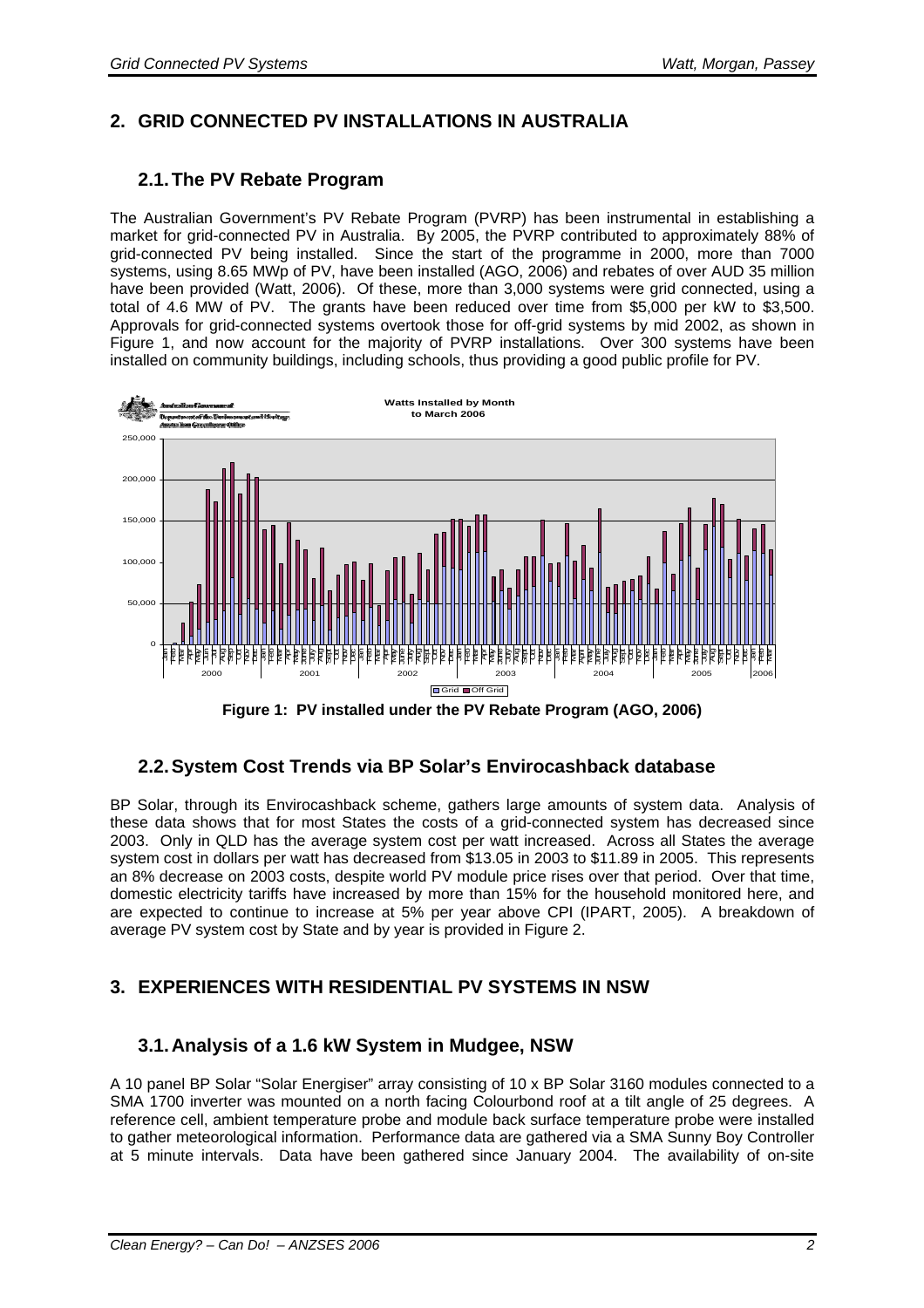## 2. GRID CONNECTED PV INSTALLATIONS IN AUSTRALIA

### 2.1. The PV Rebate Program

The Australian Government's PV Rebate Program (PVRP) has been instrumental in establishing a market for grid-connected PV in Australia. By 2005, the PVRP contributed to approximately 88% of grid-connected PV being installed. Since the start of the programme in 2000, more than 7000 systems, using 8.65 MWp of PV, have been installed (AGO, 2006) and rebates of over AUD 35 million have been provided (Watt, 2006). Of these, more than 3,000 systems were grid connected, using a total of 4.6 MW of PV. The grants have been reduced over time from $5,000 per kW to $3,500. Approvals for grid-connected systems overtook those for off-grid systems by mid 2002, as shown in Figure 1, and now account for the majority of PVRP installations. Over 300 systems have been installed on community buildings, including schools, thus providing a good public profile for PV.

**Figure 1: PV installed under the PV Rebate Program (AGO, 2006)**

### 2.2. System Cost Trends via BP Solar's Envirocashback database

BP Solar, through its Envirocashback scheme, gathers large amounts of system data. Analysis of these data shows that for most States the costs of a grid-connected system has decreased since 2003. Only in QLD has the average system cost per watt increased. Across all States the average system cost in dollars per watt has decreased from $13.05 in 2003 to $11.89 in 2005. This represents an 8% decrease on 2003 costs, despite world PV module price rises over that period. Over that time, domestic electricity tariffs have increased by more than 15% for the household monitored here, and are expected to continue to increase at 5% per year above CPI (IPART, 2005). A breakdown of average PV system cost by State and by year is provided in Figure 2.

## 3. EXPERIENCES WITH RESIDENTIAL PV SYSTEMS IN NSW

### 3.1. Analysis of a 1.6 kW System in Mudgee, NSW

A 10 panel BP Solar "Solar Energiser" array consisting of 10 x BP Solar 3160 modules connected to a SMA 1700 inverter was mounted on a north facing Colourbond roof at a tilt angle of 25 degrees. A reference cell, ambient temperature probe and module back surface temperature probe were installed to gather meteorological information. Performance data are gathered via a SMA Sunny Boy Controller at 5 minute intervals. Data have been gathered since January 2004. The availability of on-site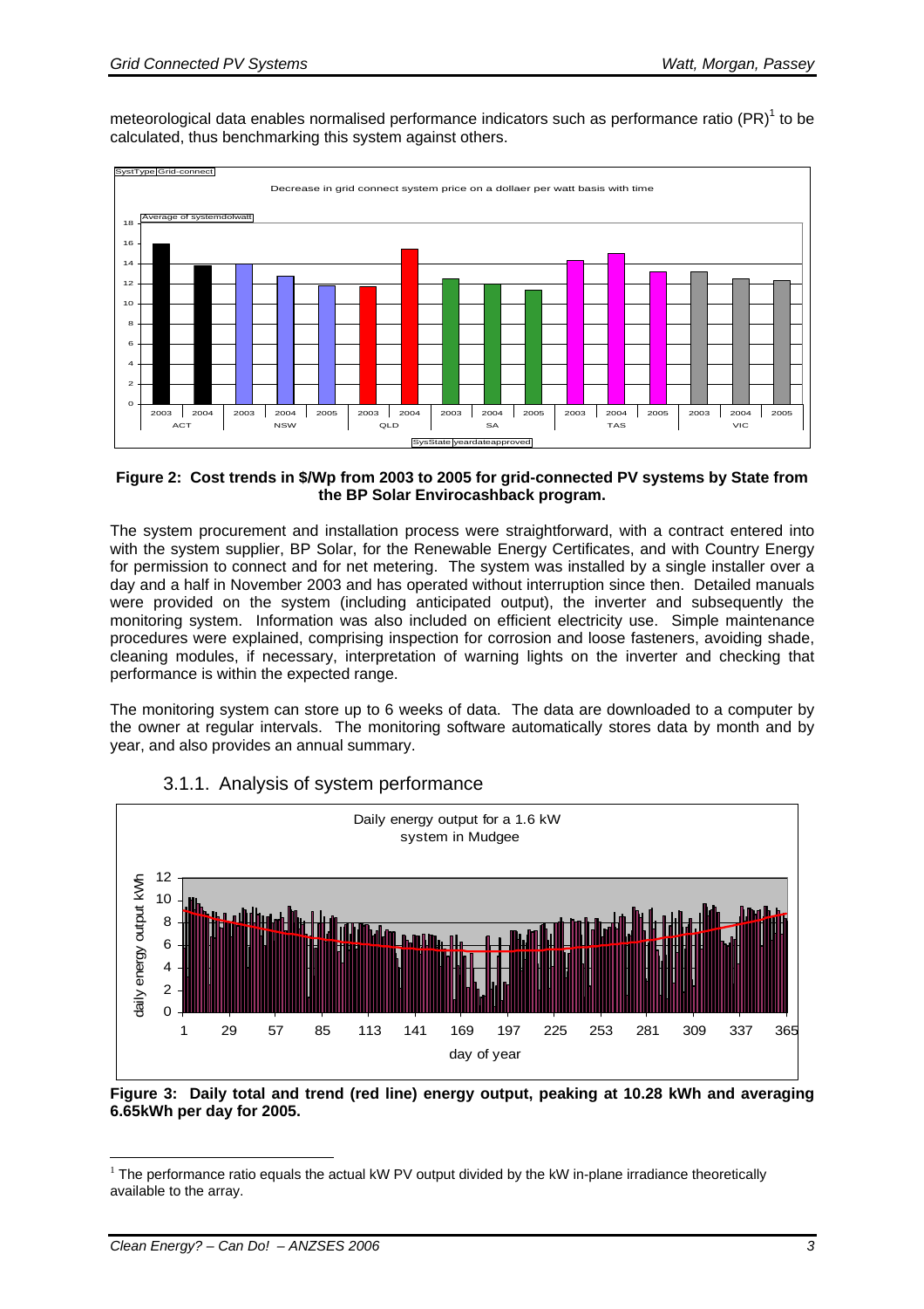meteorological data enables normalised performance indicators such as performance ratio (PR)[1] to be calculated, thus benchmarking this system against others.

**Figure 2: Cost trends in \$/Wp from 2003 to 2005 for grid-connected PV systems by State from the BP Solar Envirocashback program.**

The system procurement and installation process were straightforward, with a contract entered into with the system supplier, BP Solar, for the Renewable Energy Certificates, and with Country Energy for permission to connect and for net metering. The system was installed by a single installer over a day and a half in November 2003 and has operated without interruption since then. Detailed manuals were provided on the system (including anticipated output), the inverter and subsequently the monitoring system. Information was also included on efficient electricity use. Simple maintenance procedures were explained, comprising inspection for corrosion and loose fasteners, avoiding shade, cleaning modules, if necessary, interpretation of warning lights on the inverter and checking that performance is within the expected range.

The monitoring system can store up to 6 weeks of data. The data are downloaded to a computer by the owner at regular intervals. The monitoring software automatically stores data by month and by year, and also provides an annual summary.

### 3.1.1. Analysis of system performance

**Figure 3: Daily total and trend (red line) energy output, peaking at 10.28 kWh and averaging 6.65kWh per day for 2005.**

[1] The performance ratio equals the actual kW PV output divided by the kW in-plane irradiance theoretically available to the array.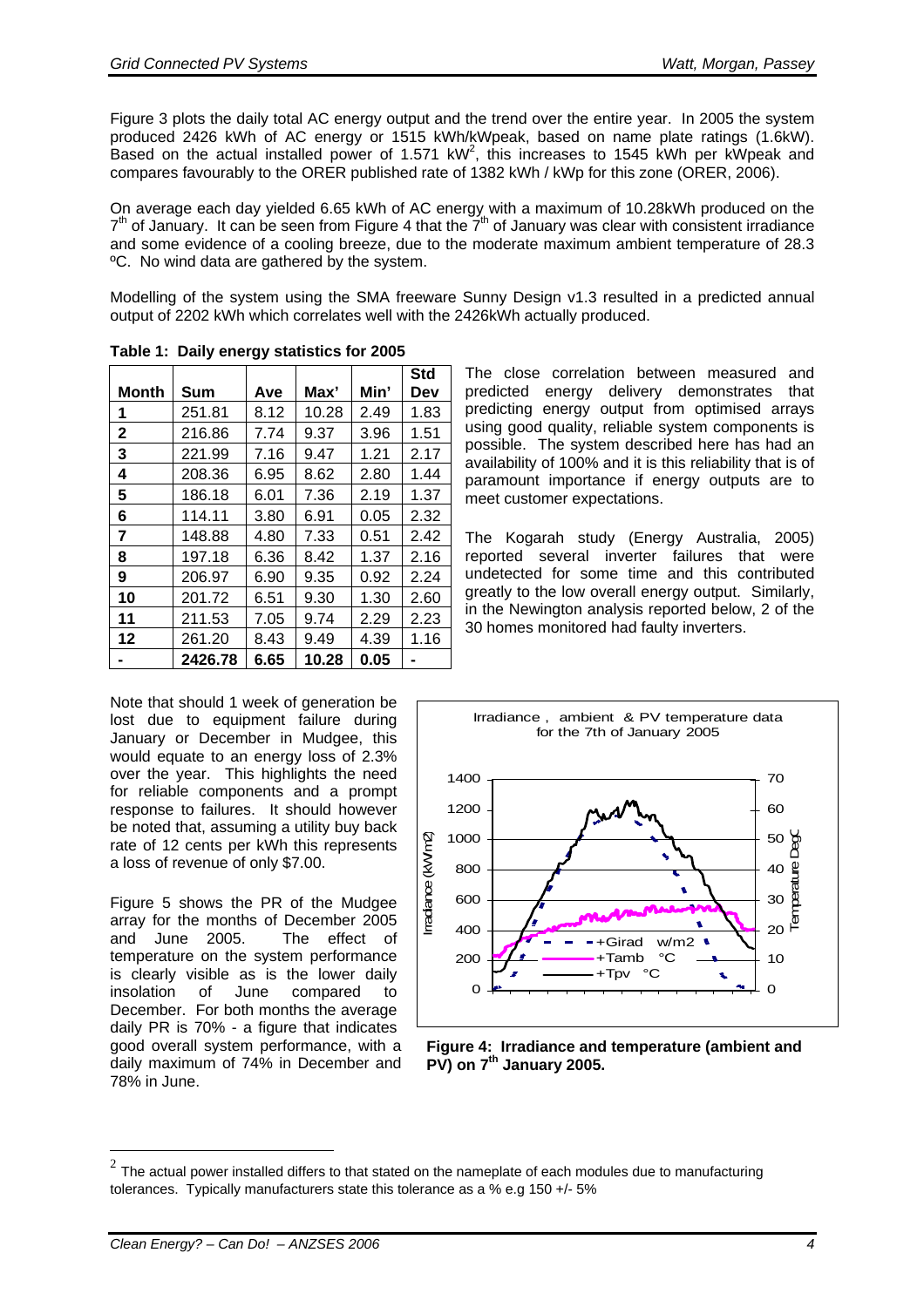Figure 3 plots the daily total AC energy output and the trend over the entire year. In 2005 the system produced 2426 kWh of AC energy or 1515 kWh/kWpeak, based on name plate ratings (1.6kW). Based on the actual installed power of 1.571 kW[2], this increases to 1545 kWh per kWpeak and compares favourably to the ORER published rate of 1382 kWh / kWp for this zone (ORER, 2006).

On average each day yielded 6.65 kWh of AC energy with a maximum of 10.28kWh produced on the 7th of January. It can be seen from Figure 4 that the 7th of January was clear with consistent irradiance and some evidence of a cooling breeze, due to the moderate maximum ambient temperature of 28.3 ºC. No wind data are gathered by the system.

Modelling of the system using the SMA freeware Sunny Design v1.3 resulted in a predicted annual output of 2202 kWh which correlates well with the 2426kWh actually produced.

**Table 1: Daily energy statistics for 2005**

| Month | Sum | Ave | Max' | Min' | Std Dev |
|---|---|---|---|---|---|
| 1 | 251.81 | 8.12 | 10.28 | 2.49 | 1.83 |
| 2 | 216.86 | 7.74 | 9.37 | 3.96 | 1.51 |
| 3 | 221.99 | 7.16 | 9.47 | 1.21 | 2.17 |
| 4 | 208.36 | 6.95 | 8.62 | 2.80 | 1.44 |
| 5 | 186.18 | 6.01 | 7.36 | 2.19 | 1.37 |
| 6 | 114.11 | 3.80 | 6.91 | 0.05 | 2.32 |
| 7 | 148.88 | 4.80 | 7.33 | 0.51 | 2.42 |
| 8 | 197.18 | 6.36 | 8.42 | 1.37 | 2.16 |
| 9 | 206.97 | 6.90 | 9.35 | 0.92 | 2.24 |
| 10 | 201.72 | 6.51 | 9.30 | 1.30 | 2.60 |
| 11 | 211.53 | 7.05 | 9.74 | 2.29 | 2.23 |
| 12 | 261.20 | 8.43 | 9.49 | 4.39 | 1.16 |
| - | 2426.78 | 6.65 | 10.28 | 0.05 | - |

The close correlation between measured and predicted energy delivery demonstrates that predicting energy output from optimised arrays using good quality, reliable system components is possible. The system described here has had an availability of 100% and it is this reliability that is of paramount importance if energy outputs are to meet customer expectations.

The Kogarah study (Energy Australia, 2005) reported several inverter failures that were undetected for some time and this contributed greatly to the low overall energy output. Similarly, in the Newington analysis reported below, 2 of the 30 homes monitored had faulty inverters.

Note that should 1 week of generation be lost due to equipment failure during January or December in Mudgee, this would equate to an energy loss of 2.3% over the year. This highlights the need for reliable components and a prompt response to failures. It should however be noted that, assuming a utility buy back rate of 12 cents per kWh this represents a loss of revenue of only $7.00.

Figure 5 shows the PR of the Mudgee array for the months of December 2005 and June 2005. The effect of temperature on the system performance is clearly visible as is the lower daily insolation of June compared to December. For both months the average daily PR is 70% - a figure that indicates good overall system performance, with a daily maximum of 74% in December and 78% in June.

**Figure 4: Irradiance and temperature (ambient and PV) on 7th January 2005.**

[2] The actual power installed differs to that stated on the nameplate of each modules due to manufacturing tolerances. Typically manufacturers state this tolerance as a % e.g 150 +/- 5%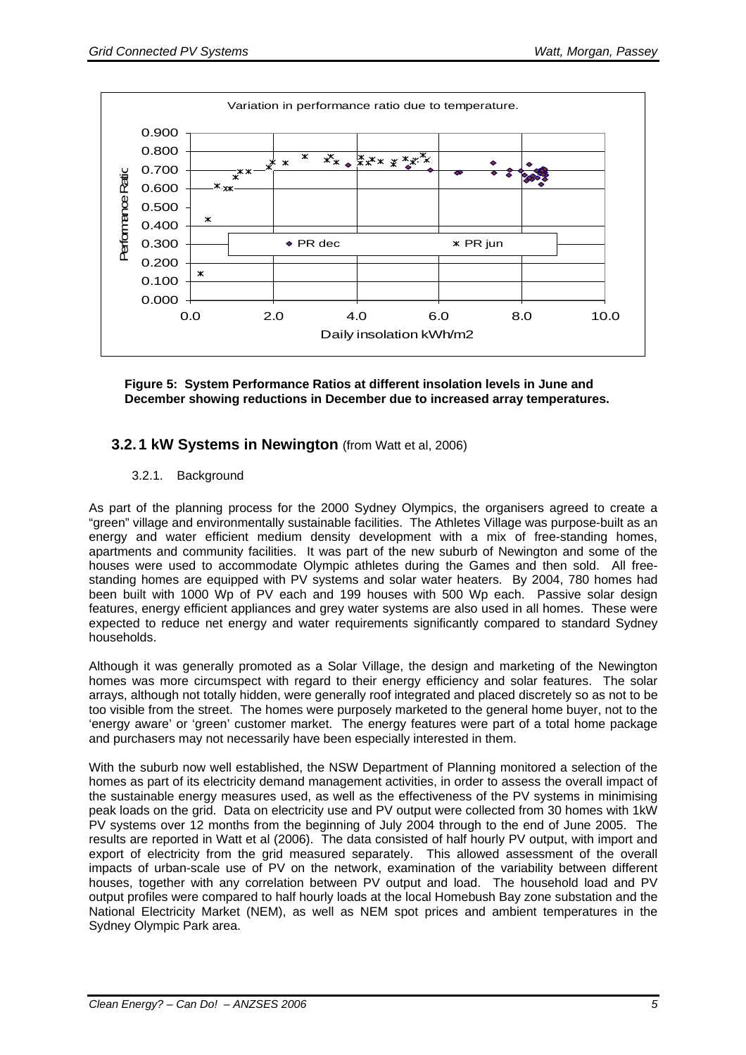**Figure 5: System Performance Ratios at different insolation levels in June and December showing reductions in December due to increased array temperatures.**

## 3.2. 1 kW Systems in Newington (from Watt et al, 2006)

### 3.2.1. Background

As part of the planning process for the 2000 Sydney Olympics, the organisers agreed to create a "green" village and environmentally sustainable facilities. The Athletes Village was purpose-built as an energy and water efficient medium density development with a mix of free-standing homes, apartments and community facilities. It was part of the new suburb of Newington and some of the houses were used to accommodate Olympic athletes during the Games and then sold. All free-standing homes are equipped with PV systems and solar water heaters. By 2004, 780 homes had been built with 1000 Wp of PV each and 199 houses with 500 Wp each. Passive solar design features, energy efficient appliances and grey water systems are also used in all homes. These were expected to reduce net energy and water requirements significantly compared to standard Sydney households.

Although it was generally promoted as a Solar Village, the design and marketing of the Newington homes was more circumspect with regard to their energy efficiency and solar features. The solar arrays, although not totally hidden, were generally roof integrated and placed discretely so as not to be too visible from the street. The homes were purposely marketed to the general home buyer, not to the 'energy aware' or 'green' customer market. The energy features were part of a total home package and purchasers may not necessarily have been especially interested in them.

With the suburb now well established, the NSW Department of Planning monitored a selection of the homes as part of its electricity demand management activities, in order to assess the overall impact of the sustainable energy measures used, as well as the effectiveness of the PV systems in minimising peak loads on the grid. Data on electricity use and PV output were collected from 30 homes with 1kW PV systems over 12 months from the beginning of July 2004 through to the end of June 2005. The results are reported in Watt et al (2006). The data consisted of half hourly PV output, with import and export of electricity from the grid measured separately. This allowed assessment of the overall impacts of urban-scale use of PV on the network, examination of the variability between different houses, together with any correlation between PV output and load. The household load and PV output profiles were compared to half hourly loads at the local Homebush Bay zone substation and the National Electricity Market (NEM), as well as NEM spot prices and ambient temperatures in the Sydney Olympic Park area.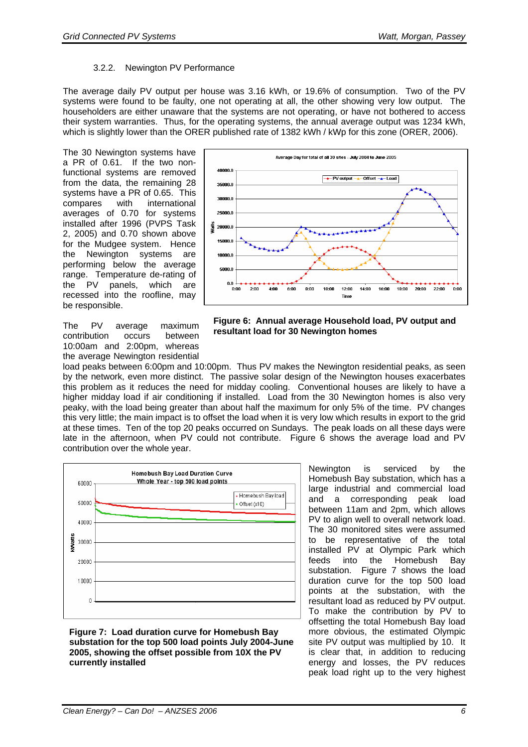### 3.2.2. Newington PV Performance

The average daily PV output per house was 3.16 kWh, or 19.6% of consumption. Two of the PV systems were found to be faulty, one not operating at all, the other showing very low output. The householders are either unaware that the systems are not operating, or have not bothered to access their system warranties. Thus, for the operating systems, the annual average output was 1234 kWh, which is slightly lower than the ORER published rate of 1382 kWh / kWp for this zone (ORER, 2006).

The 30 Newington systems have a PR of 0.61. If the two non-functional systems are removed from the data, the remaining 28 systems have a PR of 0.65. This compares with international averages of 0.70 for systems installed after 1996 (PVPS Task 2, 2005) and 0.70 shown above for the Mudgee system. Hence the Newington systems are performing below the average range. Temperature de-rating of the PV panels, which are recessed into the roofline, may be responsible.

**Figure 6: Annual average Household load, PV output and resultant load for 30 Newington homes**

The PV average maximum contribution occurs between 10:00am and 2:00pm, whereas the average Newington residential load peaks between 6:00pm and 10:00pm. Thus PV makes the Newington residential peaks, as seen by the network, even more distinct. The passive solar design of the Newington houses exacerbates this problem as it reduces the need for midday cooling. Conventional houses are likely to have a higher midday load if air conditioning if installed. Load from the 30 Newington homes is also very peaky, with the load being greater than about half the maximum for only 5% of the time. PV changes this very little; the main impact is to offset the load when it is very low which results in export to the grid at these times. Ten of the top 20 peaks occurred on Sundays. The peak loads on all these days were late in the afternoon, when PV could not contribute. Figure 6 shows the average load and PV contribution over the whole year.

**Figure 7: Load duration curve for Homebush Bay substation for the top 500 load points July 2004-June 2005, showing the offset possible from 10X the PV currently installed**

Newington is serviced by the Homebush Bay substation, which has a large industrial and commercial load and a corresponding peak load between 11am and 2pm, which allows PV to align well to overall network load. The 30 monitored sites were assumed to be representative of the total installed PV at Olympic Park which feeds into the Homebush Bay substation. Figure 7 shows the load duration curve for the top 500 load points at the substation, with the resultant load as reduced by PV output. To make the contribution by PV to offsetting the total Homebush Bay load more obvious, the estimated Olympic site PV output was multiplied by 10. It is clear that, in addition to reducing energy and losses, the PV reduces peak load right up to the very highest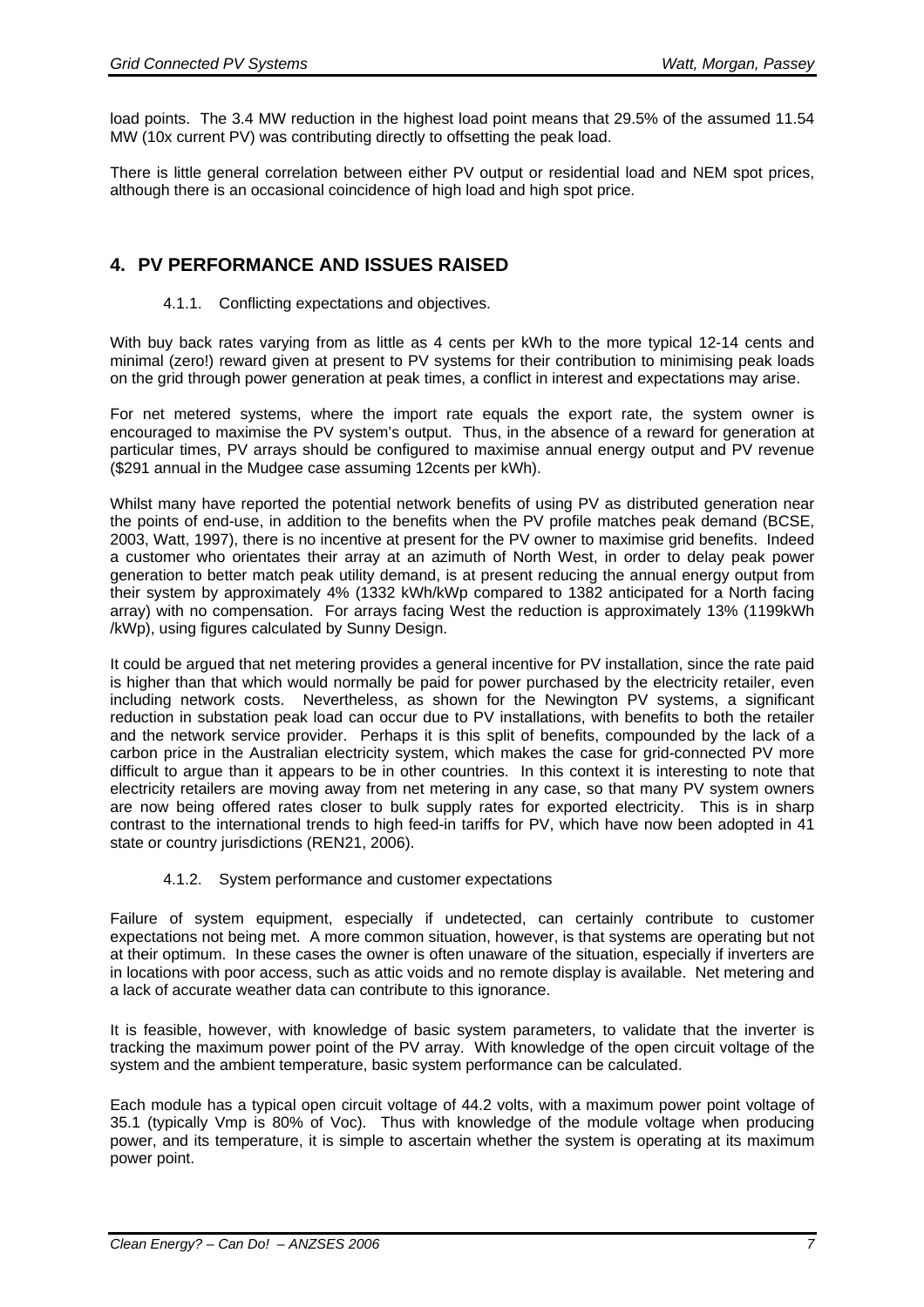load points. The 3.4 MW reduction in the highest load point means that 29.5% of the assumed 11.54 MW (10x current PV) was contributing directly to offsetting the peak load.

There is little general correlation between either PV output or residential load and NEM spot prices, although there is an occasional coincidence of high load and high spot price.

## 4. PV PERFORMANCE AND ISSUES RAISED

### 4.1.1. Conflicting expectations and objectives.

With buy back rates varying from as little as 4 cents per kWh to the more typical 12-14 cents and minimal (zero!) reward given at present to PV systems for their contribution to minimising peak loads on the grid through power generation at peak times, a conflict in interest and expectations may arise.

For net metered systems, where the import rate equals the export rate, the system owner is encouraged to maximise the PV system's output. Thus, in the absence of a reward for generation at particular times, PV arrays should be configured to maximise annual energy output and PV revenue ($291 annual in the Mudgee case assuming 12cents per kWh).

Whilst many have reported the potential network benefits of using PV as distributed generation near the points of end-use, in addition to the benefits when the PV profile matches peak demand (BCSE, 2003, Watt, 1997), there is no incentive at present for the PV owner to maximise grid benefits. Indeed a customer who orientates their array at an azimuth of North West, in order to delay peak power generation to better match peak utility demand, is at present reducing the annual energy output from their system by approximately 4% (1332 kWh/kWp compared to 1382 anticipated for a North facing array) with no compensation. For arrays facing West the reduction is approximately 13% (1199kWh /kWp), using figures calculated by Sunny Design.

It could be argued that net metering provides a general incentive for PV installation, since the rate paid is higher than that which would normally be paid for power purchased by the electricity retailer, even including network costs. Nevertheless, as shown for the Newington PV systems, a significant reduction in substation peak load can occur due to PV installations, with benefits to both the retailer and the network service provider. Perhaps it is this split of benefits, compounded by the lack of a carbon price in the Australian electricity system, which makes the case for grid-connected PV more difficult to argue than it appears to be in other countries. In this context it is interesting to note that electricity retailers are moving away from net metering in any case, so that many PV system owners are now being offered rates closer to bulk supply rates for exported electricity. This is in sharp contrast to the international trends to high feed-in tariffs for PV, which have now been adopted in 41 state or country jurisdictions (REN21, 2006).

### 4.1.2. System performance and customer expectations

Failure of system equipment, especially if undetected, can certainly contribute to customer expectations not being met. A more common situation, however, is that systems are operating but not at their optimum. In these cases the owner is often unaware of the situation, especially if inverters are in locations with poor access, such as attic voids and no remote display is available. Net metering and a lack of accurate weather data can contribute to this ignorance.

It is feasible, however, with knowledge of basic system parameters, to validate that the inverter is tracking the maximum power point of the PV array. With knowledge of the open circuit voltage of the system and the ambient temperature, basic system performance can be calculated.

Each module has a typical open circuit voltage of 44.2 volts, with a maximum power point voltage of 35.1 (typically $V_{mp}$ is 80% of $V_{oc}$). Thus with knowledge of the module voltage when producing power, and its temperature, it is simple to ascertain whether the system is operating at its maximum power point.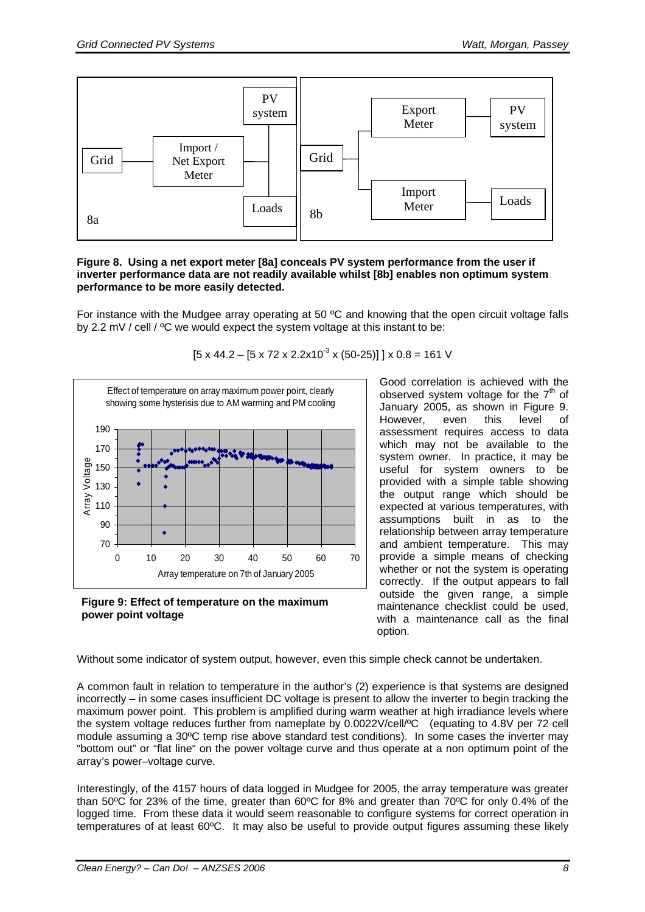**Figure 8. Using a net export meter [8a] conceals PV system performance from the user if inverter performance data are not readily available whilst [8b] enables non optimum system performance to be more easily detected.**

For instance with the Mudgee array operating at 50 ºC and knowing that the open circuit voltage falls by 2.2 mV / cell / ºC we would expect the system voltage at this instant to be:

$$[5 \times 44.2 - [5 \times 72 \times 2.2 \times 10^{-3} \times (50-25)]] \times 0.8 = 161 \text{ V}$$

**Figure 9: Effect of temperature on the maximum power point voltage**

Good correlation is achieved with the observed system voltage for the 7th of January 2005, as shown in Figure 9. However, even this level of assessment requires access to data which may not be available to the system owner. In practice, it may be useful for system owners to be provided with a simple table showing the output range which should be expected at various temperatures, with assumptions built in as to the relationship between array temperature and ambient temperature. This may provide a simple means of checking whether or not the system is operating correctly. If the output appears to fall outside the given range, a simple maintenance checklist could be used, with a maintenance call as the final option.

Without some indicator of system output, however, even this simple check cannot be undertaken.

A common fault in relation to temperature in the author's (2) experience is that systems are designed incorrectly – in some cases insufficient DC voltage is present to allow the inverter to begin tracking the maximum power point. This problem is amplified during warm weather at high irradiance levels where the system voltage reduces further from nameplate by 0.0022V/cell/ºC (equating to 4.8V per 72 cell module assuming a 30ºC temp rise above standard test conditions). In some cases the inverter may "bottom out" or "flat line" on the power voltage curve and thus operate at a non optimum point of the array's power–voltage curve.

Interestingly, of the 4157 hours of data logged in Mudgee for 2005, the array temperature was greater than 50ºC for 23% of the time, greater than 60ºC for 8% and greater than 70ºC for only 0.4% of the logged time. From these data it would seem reasonable to configure systems for correct operation in temperatures of at least 60ºC. It may also be useful to provide output figures assuming these likely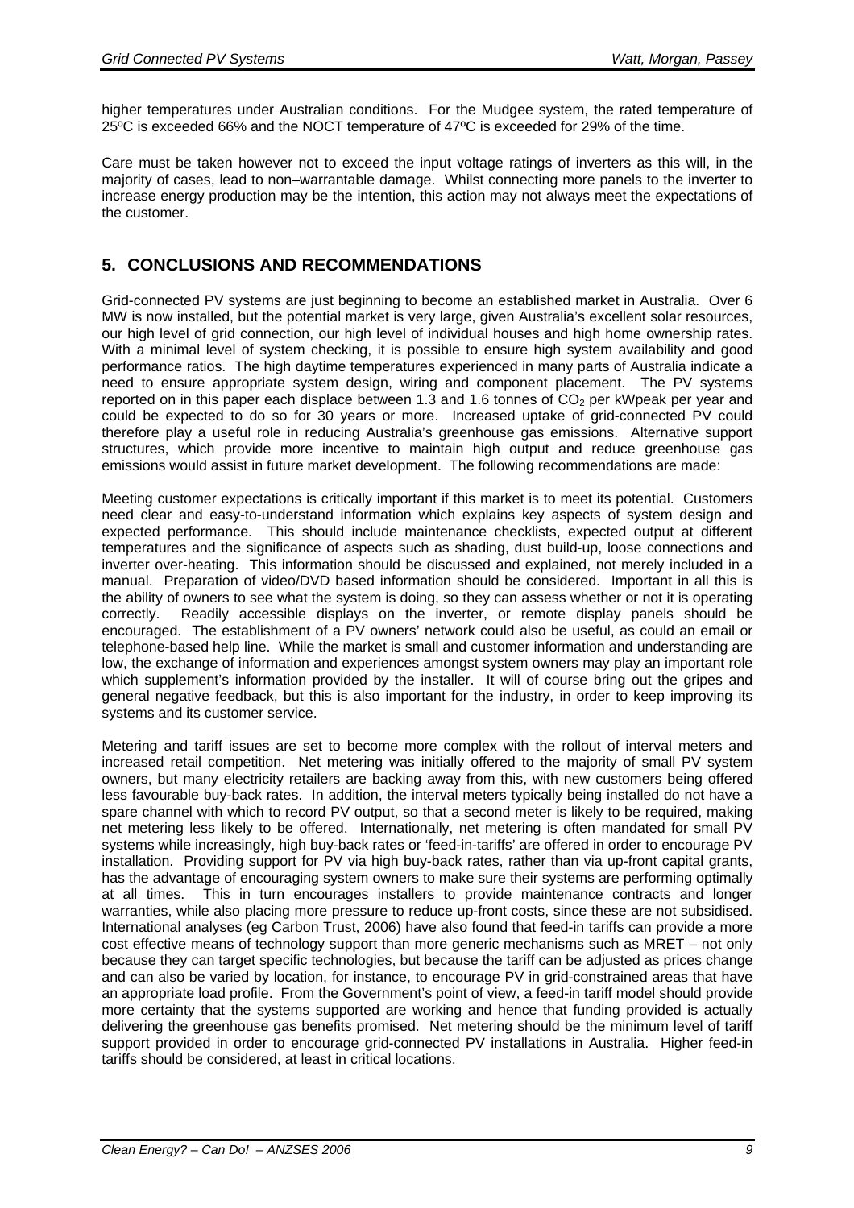higher temperatures under Australian conditions. For the Mudgee system, the rated temperature of 25ºC is exceeded 66% and the NOCT temperature of 47ºC is exceeded for 29% of the time.

Care must be taken however not to exceed the input voltage ratings of inverters as this will, in the majority of cases, lead to non–warrantable damage. Whilst connecting more panels to the inverter to increase energy production may be the intention, this action may not always meet the expectations of the customer.

## 5. CONCLUSIONS AND RECOMMENDATIONS

Grid-connected PV systems are just beginning to become an established market in Australia. Over 6 MW is now installed, but the potential market is very large, given Australia's excellent solar resources, our high level of grid connection, our high level of individual houses and high home ownership rates. With a minimal level of system checking, it is possible to ensure high system availability and good performance ratios. The high daytime temperatures experienced in many parts of Australia indicate a need to ensure appropriate system design, wiring and component placement. The PV systems reported on in this paper each displace between 1.3 and 1.6 tonnes of $CO_2$ per kWpeak per year and could be expected to do so for 30 years or more. Increased uptake of grid-connected PV could therefore play a useful role in reducing Australia's greenhouse gas emissions. Alternative support structures, which provide more incentive to maintain high output and reduce greenhouse gas emissions would assist in future market development. The following recommendations are made:

Meeting customer expectations is critically important if this market is to meet its potential. Customers need clear and easy-to-understand information which explains key aspects of system design and expected performance. This should include maintenance checklists, expected output at different temperatures and the significance of aspects such as shading, dust build-up, loose connections and inverter over-heating. This information should be discussed and explained, not merely included in a manual. Preparation of video/DVD based information should be considered. Important in all this is the ability of owners to see what the system is doing, so they can assess whether or not it is operating correctly. Readily accessible displays on the inverter, or remote display panels should be encouraged. The establishment of a PV owners' network could also be useful, as could an email or telephone-based help line. While the market is small and customer information and understanding are low, the exchange of information and experiences amongst system owners may play an important role which supplement's information provided by the installer. It will of course bring out the gripes and general negative feedback, but this is also important for the industry, in order to keep improving its systems and its customer service.

Metering and tariff issues are set to become more complex with the rollout of interval meters and increased retail competition. Net metering was initially offered to the majority of small PV system owners, but many electricity retailers are backing away from this, with new customers being offered less favourable buy-back rates. In addition, the interval meters typically being installed do not have a spare channel with which to record PV output, so that a second meter is likely to be required, making net metering less likely to be offered. Internationally, net metering is often mandated for small PV systems while increasingly, high buy-back rates or 'feed-in-tariffs' are offered in order to encourage PV installation. Providing support for PV via high buy-back rates, rather than via up-front capital grants, has the advantage of encouraging system owners to make sure their systems are performing optimally at all times. This in turn encourages installers to provide maintenance contracts and longer warranties, while also placing more pressure to reduce up-front costs, since these are not subsidised. International analyses (eg Carbon Trust, 2006) have also found that feed-in tariffs can provide a more cost effective means of technology support than more generic mechanisms such as MRET – not only because they can target specific technologies, but because the tariff can be adjusted as prices change and can also be varied by location, for instance, to encourage PV in grid-constrained areas that have an appropriate load profile. From the Government's point of view, a feed-in tariff model should provide more certainty that the systems supported are working and hence that funding provided is actually delivering the greenhouse gas benefits promised. Net metering should be the minimum level of tariff support provided in order to encourage grid-connected PV installations in Australia. Higher feed-in tariffs should be considered, at least in critical locations.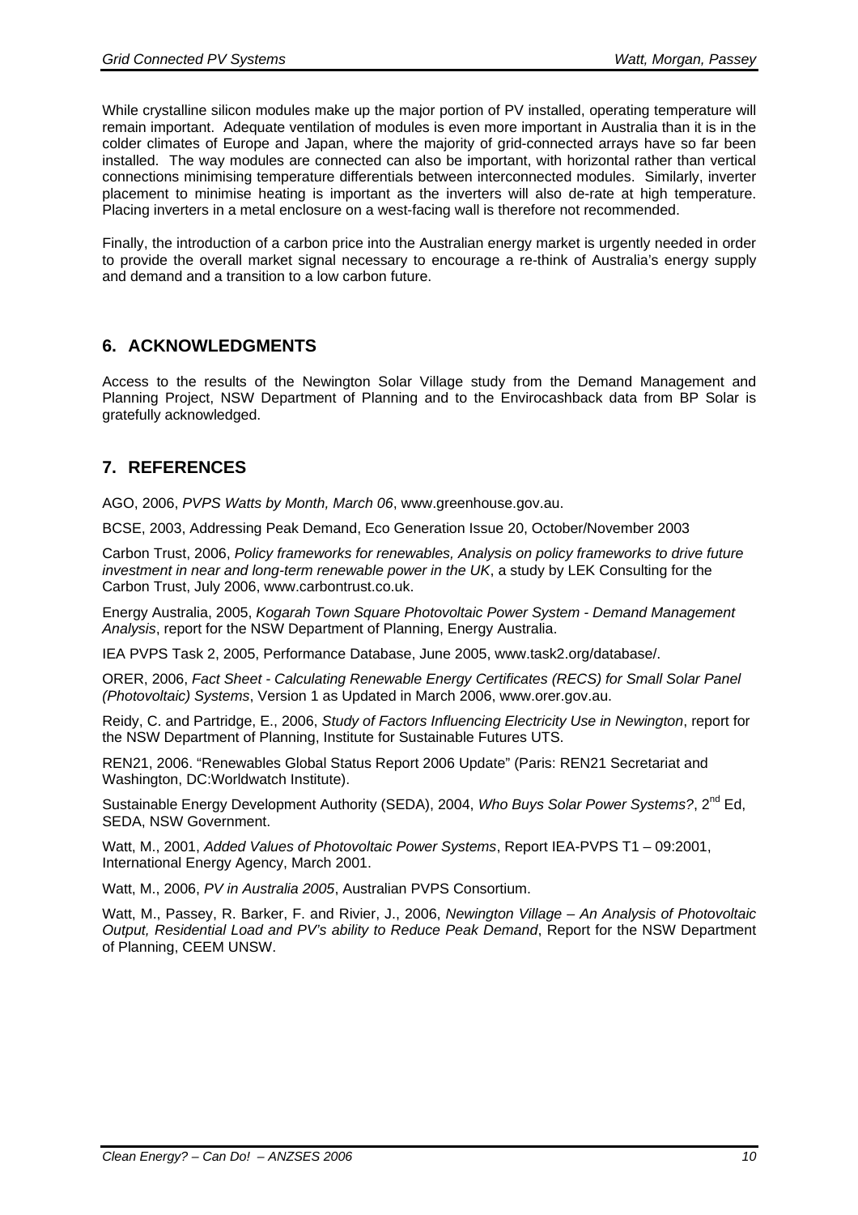While crystalline silicon modules make up the major portion of PV installed, operating temperature will remain important. Adequate ventilation of modules is even more important in Australia than it is in the colder climates of Europe and Japan, where the majority of grid-connected arrays have so far been installed. The way modules are connected can also be important, with horizontal rather than vertical connections minimising temperature differentials between interconnected modules. Similarly, inverter placement to minimise heating is important as the inverters will also de-rate at high temperature. Placing inverters in a metal enclosure on a west-facing wall is therefore not recommended.

Finally, the introduction of a carbon price into the Australian energy market is urgently needed in order to provide the overall market signal necessary to encourage a re-think of Australia's energy supply and demand and a transition to a low carbon future.

## 6. ACKNOWLEDGMENTS

Access to the results of the Newington Solar Village study from the Demand Management and Planning Project, NSW Department of Planning and to the Envirocashback data from BP Solar is gratefully acknowledged.

## 7. REFERENCES

AGO, 2006, *PVPS Watts by Month, March 06*, www.greenhouse.gov.au.

BCSE, 2003, Addressing Peak Demand, Eco Generation Issue 20, October/November 2003

Carbon Trust, 2006, *Policy frameworks for renewables, Analysis on policy frameworks to drive future investment in near and long-term renewable power in the UK*, a study by LEK Consulting for the Carbon Trust, July 2006, www.carbontrust.co.uk.

Energy Australia, 2005, *Kogarah Town Square Photovoltaic Power System - Demand Management Analysis*, report for the NSW Department of Planning, Energy Australia.

IEA PVPS Task 2, 2005, Performance Database, June 2005, www.task2.org/database/.

ORER, 2006, *Fact Sheet - Calculating Renewable Energy Certificates (RECS) for Small Solar Panel (Photovoltaic) Systems*, Version 1 as Updated in March 2006, www.orer.gov.au.

Reidy, C. and Partridge, E., 2006, *Study of Factors Influencing Electricity Use in Newington*, report for the NSW Department of Planning, Institute for Sustainable Futures UTS.

REN21, 2006. "Renewables Global Status Report 2006 Update" (Paris: REN21 Secretariat and Washington, DC:Worldwatch Institute).

Sustainable Energy Development Authority (SEDA), 2004, *Who Buys Solar Power Systems?*, 2nd Ed, SEDA, NSW Government.

Watt, M., 2001, *Added Values of Photovoltaic Power Systems*, Report IEA-PVPS T1 – 09:2001, International Energy Agency, March 2001.

Watt, M., 2006, *PV in Australia 2005*, Australian PVPS Consortium.

Watt, M., Passey, R. Barker, F. and Rivier, J., 2006, *Newington Village – An Analysis of Photovoltaic Output, Residential Load and PV's ability to Reduce Peak Demand*, Report for the NSW Department of Planning, CEEM UNSW.